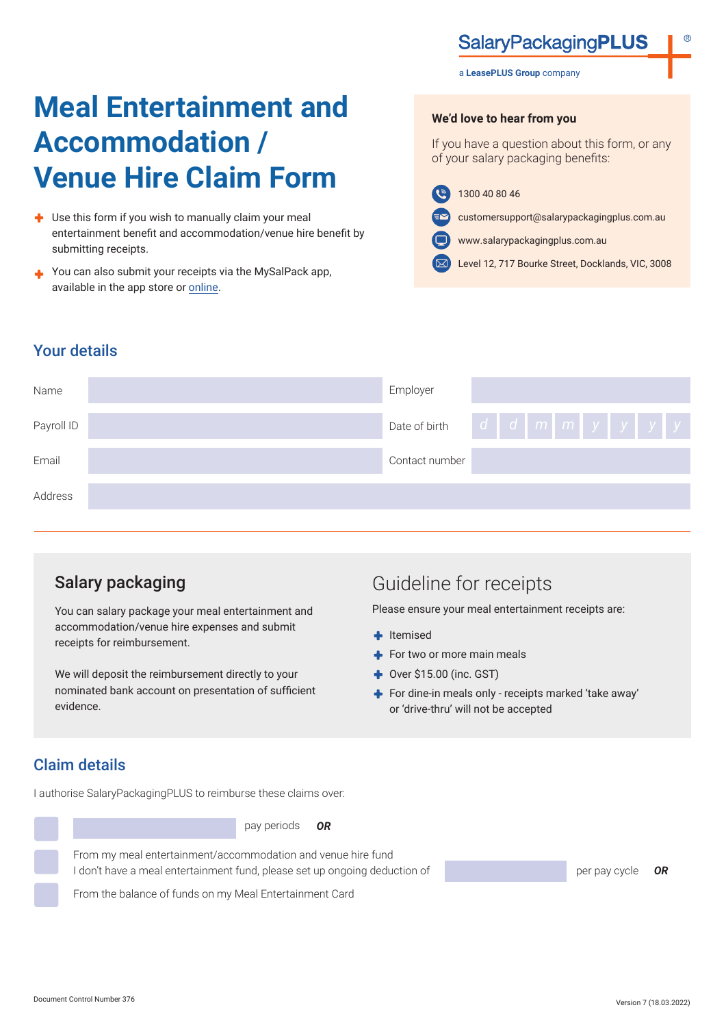SalaryPackagingPLUS

a LeasePLUS Group company

# Meal Entertainment and Accommodation / Venue Hire Claim Form

- Use this form if you wish to manually claim your meal entertainment benefit and accommodation/venue hire benefit by submitting receipts.
- You can also submit your receipts via the MySalPack app, available in the app store or online.

**We'd love to hear from you**

If you have a question about this form, or any of your salary packaging benefits:

- 1300 40 80 46
- customersupport@salarypackagingplus.com.au
- www.salarypackagingplus.com.au
- Level 12, 717 Bourke Street, Docklands, VIC, 3008

## Your details

| | | | |
|---|---|---|---|
| Name | | Employer | |
| Payroll ID | | Date of birth | d d m m y y y y |
| Email | | Contact number | |
| Address | | | |

## Salary packaging

You can salary package your meal entertainment and accommodation/venue hire expenses and submit receipts for reimbursement.

We will deposit the reimbursement directly to your nominated bank account on presentation of sufficient evidence.

## Guideline for receipts

Please ensure your meal entertainment receipts are:

- Itemised
- For two or more main meals
- Over $15.00 (inc. GST)
- For dine-in meals only - receipts marked 'take away' or 'drive-thru' will not be accepted

## Claim details

I authorise SalaryPackagingPLUS to reimburse these claims over:

- [ ] ________ pay periods ***OR***
- [ ] From my meal entertainment/accommodation and venue hire fund
  I don't have a meal entertainment fund, please set up ongoing deduction of ________ per pay cycle ***OR***
- [ ] From the balance of funds on my Meal Entertainment Card

Document Control Number 376

Version 7 (18.03.2022)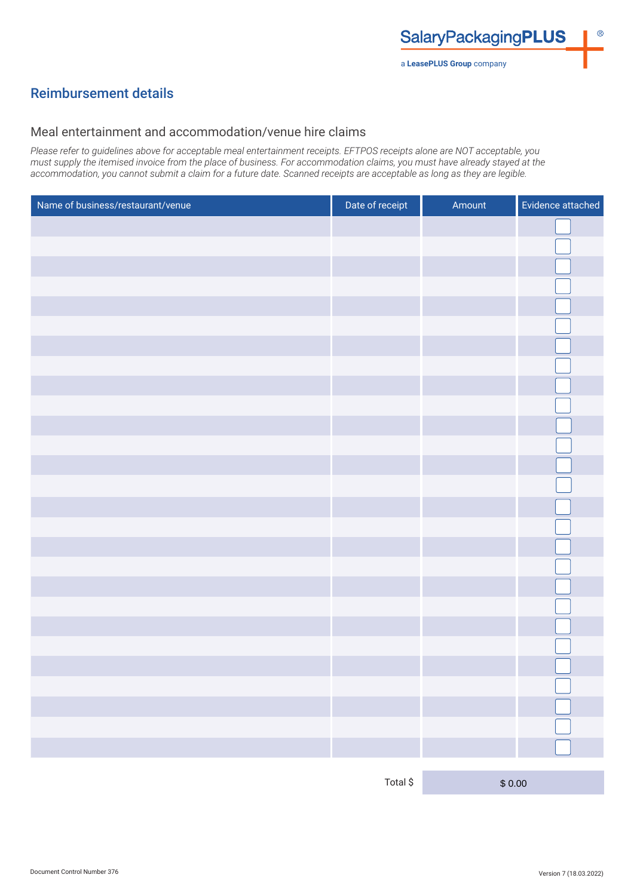## Reimbursement details

### Meal entertainment and accommodation/venue hire claims

*Please refer to guidelines above for acceptable meal entertainment receipts. EFTPOS receipts alone are NOT acceptable, you must supply the itemised invoice from the place of business. For accommodation claims, you must have already stayed at the accommodation, you cannot submit a claim for a future date. Scanned receipts are acceptable as long as they are legible.*

| Name of business/restaurant/venue | Date of receipt | Amount | Evidence attached |
|---|---|---|---|
| | | | ☐ |
| | | | ☐ |
| | | | ☐ |
| | | | ☐ |
| | | | ☐ |
| | | | ☐ |
| | | | ☐ |
| | | | ☐ |
| | | | ☐ |
| | | | ☐ |
| | | | ☐ |
| | | | ☐ |
| | | | ☐ |
| | | | ☐ |
| | | | ☐ |
| | | | ☐ |
| | | | ☐ |
| | | | ☐ |
| | | | ☐ |
| | | | ☐ |
| | | | ☐ |
| | | | ☐ |
| | | | ☐ |
| | | | ☐ |
| | | | ☐ |
| | | | ☐ |
| | | | ☐ |
| | | | ☐ |

Total $ &nbsp;&nbsp; $ 0.00

Document Control Number 376

Version 7 (18.03.2022)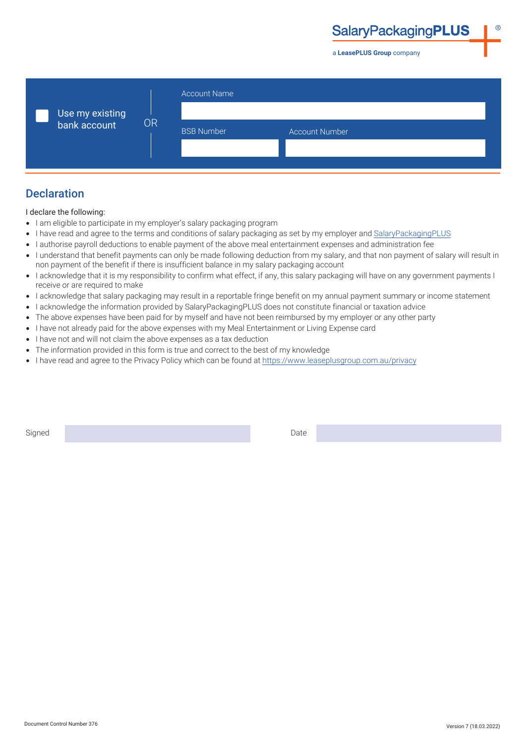SalaryPackagingPLUS

a **LeasePLUS Group** company

| | | | |
|---|---|---|---|
| ☐ Use my existing bank account | OR | Account Name | |
| | | BSB Number | Account Number |

## Declaration

I declare the following:

- I am eligible to participate in my employer's salary packaging program
- I have read and agree to the terms and conditions of salary packaging as set by my employer and SalaryPackagingPLUS
- I authorise payroll deductions to enable payment of the above meal entertainment expenses and administration fee
- I understand that benefit payments can only be made following deduction from my salary, and that non payment of salary will result in non payment of the benefit if there is insufficient balance in my salary packaging account
- I acknowledge that it is my responsibility to confirm what effect, if any, this salary packaging will have on any government payments I receive or are required to make
- I acknowledge that salary packaging may result in a reportable fringe benefit on my annual payment summary or income statement
- I acknowledge the information provided by SalaryPackagingPLUS does not constitute financial or taxation advice
- The above expenses have been paid for by myself and have not been reimbursed by my employer or any other party
- I have not already paid for the above expenses with my Meal Entertainment or Living Expense card
- I have not and will not claim the above expenses as a tax deduction
- The information provided in this form is true and correct to the best of my knowledge
- I have read and agree to the Privacy Policy which can be found at https://www.leaseplusgroup.com.au/privacy

Signed ____________________ Date ____________________

Document Control Number 376

Version 7 (18.03.2022)